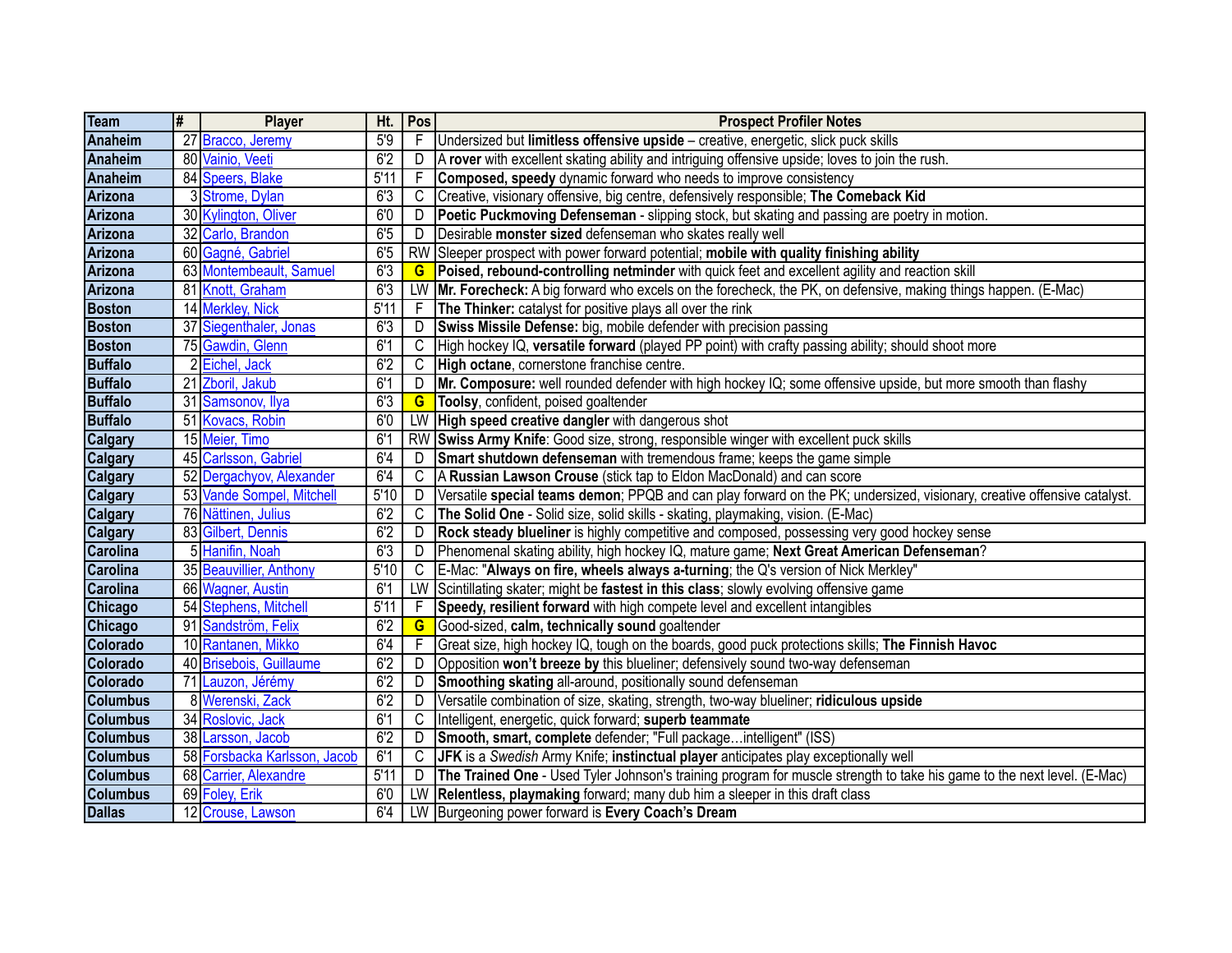| Team | # | Player | Ht. | Pos | Prospect Profiler Notes |
|---|---|---|---|---|---|
| Anaheim | 27 | Bracco, Jeremy | 5'9 | F | Undersized but **limitless offensive upside** – creative, energetic, slick puck skills |
| Anaheim | 80 | Vainio, Veeti | 6'2 | D | A **rover** with excellent skating ability and intriguing offensive upside; loves to join the rush. |
| Anaheim | 84 | Speers, Blake | 5'11 | F | **Composed, speedy** dynamic forward who needs to improve consistency |
| Arizona | 3 | Strome, Dylan | 6'3 | C | Creative, visionary offensive, big centre, defensively responsible; **The Comeback Kid** |
| Arizona | 30 | Kylington, Oliver | 6'0 | D | **Poetic Puckmoving Defenseman** - slipping stock, but skating and passing are poetry in motion. |
| Arizona | 32 | Carlo, Brandon | 6'5 | D | Desirable **monster sized** defenseman who skates really well |
| Arizona | 60 | Gagné, Gabriel | 6'5 | RW | Sleeper prospect with power forward potential; **mobile with quality finishing ability** |
| Arizona | 63 | Montembeault, Samuel | 6'3 | G | **Poised, rebound-controlling netminder** with quick feet and excellent agility and reaction skill |
| Arizona | 81 | Knott, Graham | 6'3 | LW | **Mr. Forecheck:** A big forward who excels on the forecheck, the PK, on defensive, making things happen. (E-Mac) |
| Boston | 14 | Merkley, Nick | 5'11 | F | **The Thinker:** catalyst for positive plays all over the rink |
| Boston | 37 | Siegenthaler, Jonas | 6'3 | D | **Swiss Missile Defense:** big, mobile defender with precision passing |
| Boston | 75 | Gawdin, Glenn | 6'1 | C | High hockey IQ, **versatile forward** (played PP point) with crafty passing ability; should shoot more |
| Buffalo | 2 | Eichel, Jack | 6'2 | C | **High octane**, cornerstone franchise centre. |
| Buffalo | 21 | Zboril, Jakub | 6'1 | D | **Mr. Composure:** well rounded defender with high hockey IQ; some offensive upside, but more smooth than flashy |
| Buffalo | 31 | Samsonov, Ilya | 6'3 | G | **Toolsy**, confident, poised goaltender |
| Buffalo | 51 | Kovacs, Robin | 6'0 | LW | **High speed creative danger** with dangerous shot |
| Calgary | 15 | Meier, Timo | 6'1 | RW | **Swiss Army Knife**: Good size, strong, responsible winger with excellent puck skills |
| Calgary | 45 | Carlsson, Gabriel | 6'4 | D | **Smart shutdown defenseman** with tremendous frame; keeps the game simple |
| Calgary | 52 | Dergachyov, Alexander | 6'4 | C | A **Russian Lawson Crouse** (stick tap to Eldon MacDonald) and can score |
| Calgary | 53 | Vande Sompel, Mitchell | 5'10 | D | Versatile **special teams demon**; PPQB and can play forward on the PK; undersized, visionary, creative offensive catalyst. |
| Calgary | 76 | Nättinen, Julius | 6'2 | C | **The Solid One** - Solid size, solid skills - skating, playmaking, vision. (E-Mac) |
| Calgary | 83 | Gilbert, Dennis | 6'2 | D | **Rock steady blueliner** is highly competitive and composed, possessing very good hockey sense |
| Carolina | 5 | Hanifin, Noah | 6'3 | D | Phenomenal skating ability, high hockey IQ, mature game; **Next Great American Defenseman**? |
| Carolina | 35 | Beauvillier, Anthony | 5'10 | C | E-Mac: "**Always on fire, wheels always a-turning**; the Q's version of Nick Merkley" |
| Carolina | 66 | Wagner, Austin | 6'1 | LW | Scintillating skater; might be **fastest in this class**; slowly evolving offensive game |
| Chicago | 54 | Stephens, Mitchell | 5'11 | F | **Speedy, resilient forward** with high compete level and excellent intangibles |
| Chicago | 91 | Sandström, Felix | 6'2 | G | Good-sized, **calm, technically sound** goaltender |
| Colorado | 10 | Rantanen, Mikko | 6'4 | F | Great size, high hockey IQ, tough on the boards, good puck protections skills; **The Finnish Havoc** |
| Colorado | 40 | Brisebois, Guillaume | 6'2 | D | Opposition **won't breeze by** this blueliner; defensively sound two-way defenseman |
| Colorado | 71 | Lauzon, Jérémy | 6'2 | D | **Smoothing skating** all-around, positionally sound defenseman |
| Columbus | 8 | Werenski, Zack | 6'2 | D | Versatile combination of size, skating, strength, two-way blueliner; **ridiculous upside** |
| Columbus | 34 | Roslovic, Jack | 6'1 | C | Intelligent, energetic, quick forward; **superb teammate** |
| Columbus | 38 | Larsson, Jacob | 6'2 | D | **Smooth, smart, complete** defender; "Full package…intelligent" (ISS) |
| Columbus | 58 | Forsbacka Karlsson, Jacob | 6'1 | C | **JFK** is a *Swedish* Army Knife; **instinctual player** anticipates play exceptionally well |
| Columbus | 68 | Carrier, Alexandre | 5'11 | D | **The Trained One** - Used Tyler Johnson's training program for muscle strength to take his game to the next level. (E-Mac) |
| Columbus | 69 | Foley, Erik | 6'0 | LW | **Relentless, playmaking** forward; many dub him a sleeper in this draft class |
| Dallas | 12 | Crouse, Lawson | 6'4 | LW | Burgeoning power forward is **Every Coach's Dream** |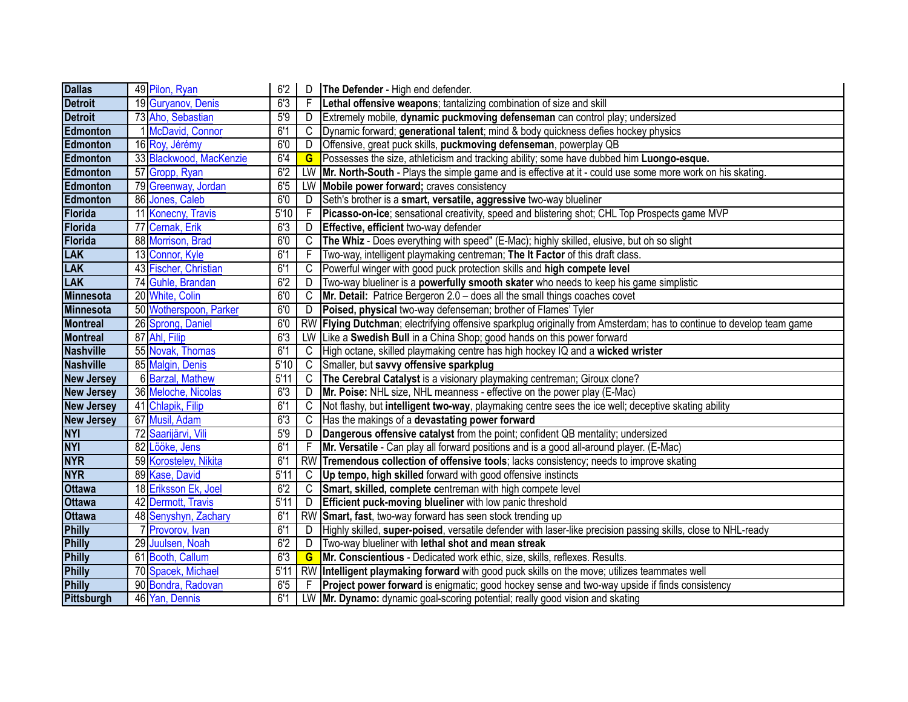| Dallas | 49 | Pilon, Ryan | 6'2 | D | **The Defender** - High end defender. |
|---|---|---|---|---|---|
| Detroit | 19 | Guryanov, Denis | 6'3 | F | **Lethal offensive weapons**; tantalizing combination of size and skill |
| Detroit | 73 | Aho, Sebastian | 5'9 | D | Extremely mobile, **dynamic puckmoving defenseman** can control play; undersized |
| Edmonton | 1 | McDavid, Connor | 6'1 | C | Dynamic forward; **generational talent**; mind & body quickness defies hockey physics |
| Edmonton | 16 | Roy, Jérémy | 6'0 | D | Offensive, great puck skills, **puckmoving defenseman**, powerplay QB |
| Edmonton | 33 | Blackwood, MacKenzie | 6'4 | G | Possesses the size, athleticism and tracking ability; some have dubbed him **Luongo-esque.** |
| Edmonton | 57 | Gropp, Ryan | 6'2 | LW | **Mr. North-South** - Plays the simple game and is effective at it - could use some more work on his skating. |
| Edmonton | 79 | Greenway, Jordan | 6'5 | LW | **Mobile power forward;** craves consistency |
| Edmonton | 86 | Jones, Caleb | 6'0 | D | Seth's brother is a **smart, versatile, aggressive** two-way blueliner |
| Florida | 11 | Konecny, Travis | 5'10 | F | **Picasso-on-ice**; sensational creativity, speed and blistering shot; CHL Top Prospects game MVP |
| Florida | 77 | Cernak, Erik | 6'3 | D | **Effective, efficient** two-way defender |
| Florida | 88 | Morrison, Brad | 6'0 | C | **The Whiz** - Does everything with speed" (E-Mac); highly skilled, elusive, but oh so slight |
| LAK | 13 | Connor, Kyle | 6'1 | F | Two-way, intelligent playmaking centreman; **The It Factor** of this draft class. |
| LAK | 43 | Fischer, Christian | 6'1 | C | Powerful winger with good puck protection skills and **high compete level** |
| LAK | 74 | Guhle, Brandan | 6'2 | D | Two-way blueliner is a **powerfully smooth skater** who needs to keep his game simplistic |
| Minnesota | 20 | White, Colin | 6'0 | C | **Mr. Detail:** Patrice Bergeron 2.0 – does all the small things coaches covet |
| Minnesota | 50 | Wotherspoon, Parker | 6'0 | D | **Poised, physical** two-way defenseman; brother of Flames' Tyler |
| Montreal | 26 | Sprong, Daniel | 6'0 | RW | **Flying Dutchman**; electrifying offensive sparkplug originally from Amsterdam; has to continue to develop team game |
| Montreal | 87 | Ahl, Filip | 6'3 | LW | Like a **Swedish Bull** in a China Shop; good hands on this power forward |
| Nashville | 55 | Novak, Thomas | 6'1 | C | High octane, skilled playmaking centre has high hockey IQ and a **wicked wrister** |
| Nashville | 85 | Malgin, Denis | 5'10 | C | Smaller, but **savvy offensive sparkplug** |
| New Jersey | 6 | Barzal, Mathew | 5'11 | C | **The Cerebral Catalyst** is a visionary playmaking centreman; Giroux clone? |
| New Jersey | 36 | Meloche, Nicolas | 6'3 | D | **Mr. Poise:** NHL size, NHL meanness - effective on the power play (E-Mac) |
| New Jersey | 41 | Chlapik, Filip | 6'1 | C | Not flashy, but **intelligent two-way**, playmaking centre sees the ice well; deceptive skating ability |
| New Jersey | 67 | Musil, Adam | 6'3 | C | Has the makings of a **devastating power forward** |
| NYI | 72 | Saarijärvi, Vili | 5'9 | D | **Dangerous offensive catalyst** from the point; confident QB mentality; undersized |
| NYI | 82 | Lööke, Jens | 6'1 | F | **Mr. Versatile** - Can play all forward positions and is a good all-around player. (E-Mac) |
| NYR | 59 | Korostelev, Nikita | 6'1 | RW | **Tremendous collection of offensive tools**; lacks consistency; needs to improve skating |
| NYR | 89 | Kase, David | 5'11 | C | **Up tempo, high skilled** forward with good offensive instincts |
| Ottawa | 18 | Eriksson Ek, Joel | 6'2 | C | **Smart, skilled, complete c**entreman with high compete level |
| Ottawa | 42 | Dermott, Travis | 5'11 | D | **Efficient puck-moving blueliner** with low panic threshold |
| Ottawa | 48 | Senyshyn, Zachary | 6'1 | RW | **Smart, fast**, two-way forward has seen stock trending up |
| Philly | 7 | Provorov, Ivan | 6'1 | D | Highly skilled, **super-poised**, versatile defender with laser-like precision passing skills, close to NHL-ready |
| Philly | 29 | Juulsen, Noah | 6'2 | D | Two-way blueliner with **lethal shot and mean streak** |
| Philly | 61 | Booth, Callum | 6'3 | G | **Mr. Conscientious** - Dedicated work ethic, size, skills, reflexes. Results. |
| Philly | 70 | Spacek, Michael | 5'11 | RW | **Intelligent playmaking forward** with good puck skills on the move; utilizes teammates well |
| Philly | 90 | Bondra, Radovan | 6'5 | F | **Project power forward** is enigmatic; good hockey sense and two-way upside if finds consistency |
| Pittsburgh | 46 | Yan, Dennis | 6'1 | LW | **Mr. Dynamo:** dynamic goal-scoring potential; really good vision and skating |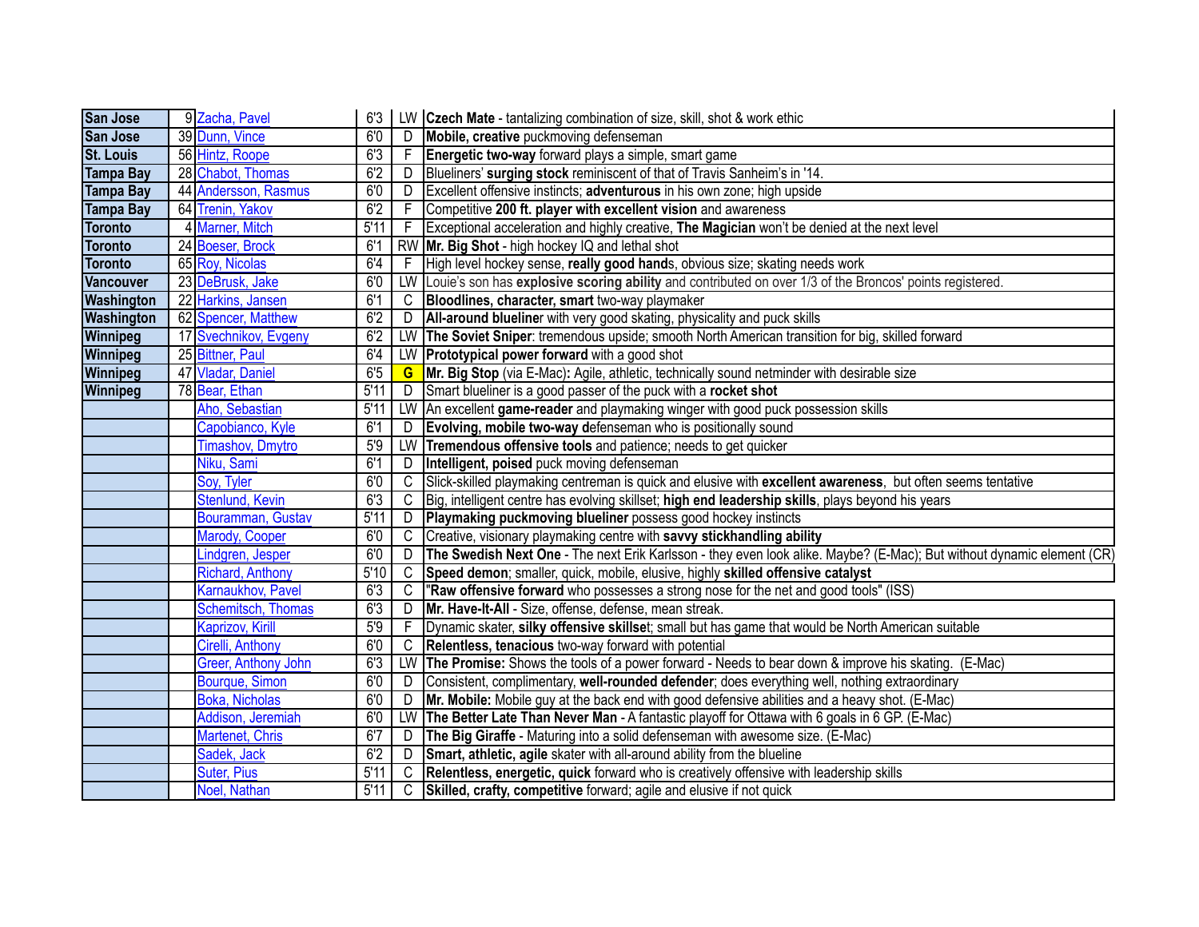| | | | | | |
|---|---|---|---|---|---|
| **San Jose** | 9 | Zacha, Pavel | 6'3 | LW | **Czech Mate** - tantalizing combination of size, skill, shot & work ethic |
| **San Jose** | 39 | Dunn, Vince | 6'0 | D | **Mobile, creative** puckmoving defenseman |
| **St. Louis** | 56 | Hintz, Roope | 6'3 | F | **Energetic two-way** forward plays a simple, smart game |
| **Tampa Bay** | 28 | Chabot, Thomas | 6'2 | D | Blueliners' **surging stock** reminiscent of that of Travis Sanheim's in '14. |
| **Tampa Bay** | 44 | Andersson, Rasmus | 6'0 | D | Excellent offensive instincts; **adventurous** in his own zone; high upside |
| **Tampa Bay** | 64 | Trenin, Yakov | 6'2 | F | Competitive **200 ft. player with excellent vision** and awareness |
| **Toronto** | 4 | Marner, Mitch | 5'11 | F | Exceptional acceleration and highly creative, **The Magician** won't be denied at the next level |
| **Toronto** | 24 | Boeser, Brock | 6'1 | RW | **Mr. Big Shot** - high hockey IQ and lethal shot |
| **Toronto** | 65 | Roy, Nicolas | 6'4 | F | High level hockey sense, **really good hand**s, obvious size; skating needs work |
| **Vancouver** | 23 | DeBrusk, Jake | 6'0 | LW | Louie's son has **explosive scoring ability** and contributed on over 1/3 of the Broncos' points registered. |
| **Washington** | 22 | Harkins, Jansen | 6'1 | C | **Bloodlines, character, smart** two-way playmaker |
| **Washington** | 62 | Spencer, Matthew | 6'2 | D | **All-around bluelin**er with very good skating, physicality and puck skills |
| **Winnipeg** | 17 | Svechnikov, Evgeny | 6'2 | LW | **The Soviet Sniper**: tremendous upside; smooth North American transition for big, skilled forward |
| **Winnipeg** | 25 | Bittner, Paul | 6'4 | LW | **Prototypical power forward** with a good shot |
| **Winnipeg** | 47 | Vladar, Daniel | 6'5 | **G** | **Mr. Big Stop** (via E-Mac)**:** Agile, athletic, technically sound netminder with desirable size |
| **Winnipeg** | 78 | Bear, Ethan | 5'11 | D | Smart blueliner is a good passer of the puck with a **rocket shot** |
| | | Aho, Sebastian | 5'11 | LW | An excellent **game-reader** and playmaking winger with good puck possession skills |
| | | Capobianco, Kyle | 6'1 | D | **Evolving, mobile two-way d**efenseman who is positionally sound |
| | | Timashov, Dmytro | 5'9 | LW | **Tremendous offensive tools** and patience; needs to get quicker |
| | | Niku, Sami | 6'1 | D | **Intelligent, poised** puck moving defenseman |
| | | Soy, Tyler | 6'0 | C | Slick-skilled playmaking centreman is quick and elusive with **excellent awareness**, but often seems tentative |
| | | Stenlund, Kevin | 6'3 | C | Big, intelligent centre has evolving skillset; **high end leadership skills**, plays beyond his years |
| | | Bouramman, Gustav | 5'11 | D | **Playmaking puckmoving blueliner** possess good hockey instincts |
| | | Marody, Cooper | 6'0 | C | Creative, visionary playmaking centre with **savvy stickhandling ability** |
| | | Lindgren, Jesper | 6'0 | D | **The Swedish Next One** - The next Erik Karlsson - they even look alike. Maybe? (E-Mac); But without dynamic element (CR) |
| | | Richard, Anthony | 5'10 | C | **Speed demon**; smaller, quick, mobile, elusive, highly **skilled offensive catalyst** |
| | | Karnaukhov, Pavel | 6'3 | C | "**Raw offensive forward** who possesses a strong nose for the net and good tools" (ISS) |
| | | Schemitsch, Thomas | 6'3 | D | **Mr. Have-It-All** - Size, offense, defense, mean streak. |
| | | Kaprizov, Kirill | 5'9 | F | Dynamic skater, **silky offensive skillse**t; small but has game that would be North American suitable |
| | | Cirelli, Anthony | 6'0 | C | **Relentless, tenacious** two-way forward with potential |
| | | Greer, Anthony John | 6'3 | LW | **The Promise:** Shows the tools of a power forward - Needs to bear down & improve his skating. (E-Mac) |
| | | Bourque, Simon | 6'0 | D | Consistent, complimentary, **well-rounded defender**; does everything well, nothing extraordinary |
| | | Boka, Nicholas | 6'0 | D | **Mr. Mobile:** Mobile guy at the back end with good defensive abilities and a heavy shot. (E-Mac) |
| | | Addison, Jeremiah | 6'0 | LW | **The Better Late Than Never Man** - A fantastic playoff for Ottawa with 6 goals in 6 GP. (E-Mac) |
| | | Martenet, Chris | 6'7 | D | **The Big Giraffe** - Maturing into a solid defenseman with awesome size. (E-Mac) |
| | | Sadek, Jack | 6'2 | D | **Smart, athletic, agile** skater with all-around ability from the blueline |
| | | Suter, Pius | 5'11 | C | **Relentless, energetic, quick** forward who is creatively offensive with leadership skills |
| | | Noel, Nathan | 5'11 | C | **Skilled, crafty, competitive** forward; agile and elusive if not quick |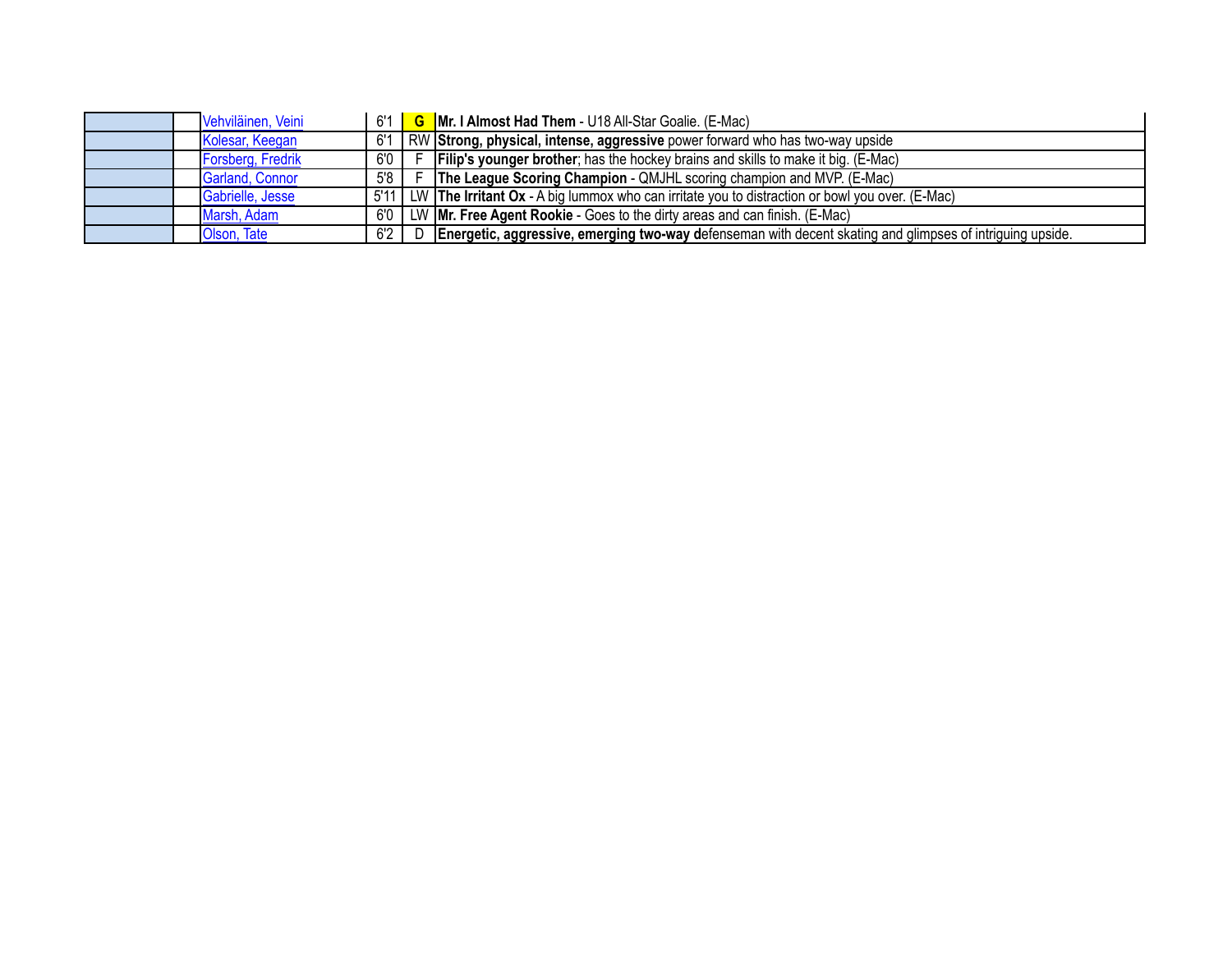| | | | | | |
|---|---|---|---|---|---|
| | | Vehviläinen, Veini | 6'1 | G | **Mr. I Almost Had Them** - U18 All-Star Goalie. (E-Mac) |
| | | Kolesar, Keegan | 6'1 | RW | **Strong, physical, intense, aggressive** power forward who has two-way upside |
| | | Forsberg, Fredrik | 6'0 | F | **Filip's younger brother**; has the hockey brains and skills to make it big. (E-Mac) |
| | | Garland, Connor | 5'8 | F | **The League Scoring Champion** - QMJHL scoring champion and MVP. (E-Mac) |
| | | Gabrielle, Jesse | 5'11 | LW | **The Irritant Ox** - A big lummox who can irritate you to distraction or bowl you over. (E-Mac) |
| | | Marsh, Adam | 6'0 | LW | **Mr. Free Agent Rookie** - Goes to the dirty areas and can finish. (E-Mac) |
| | | Olson, Tate | 6'2 | D | **Energetic, aggressive, emerging two-way d**efenseman with decent skating and glimpses of intriguing upside. |